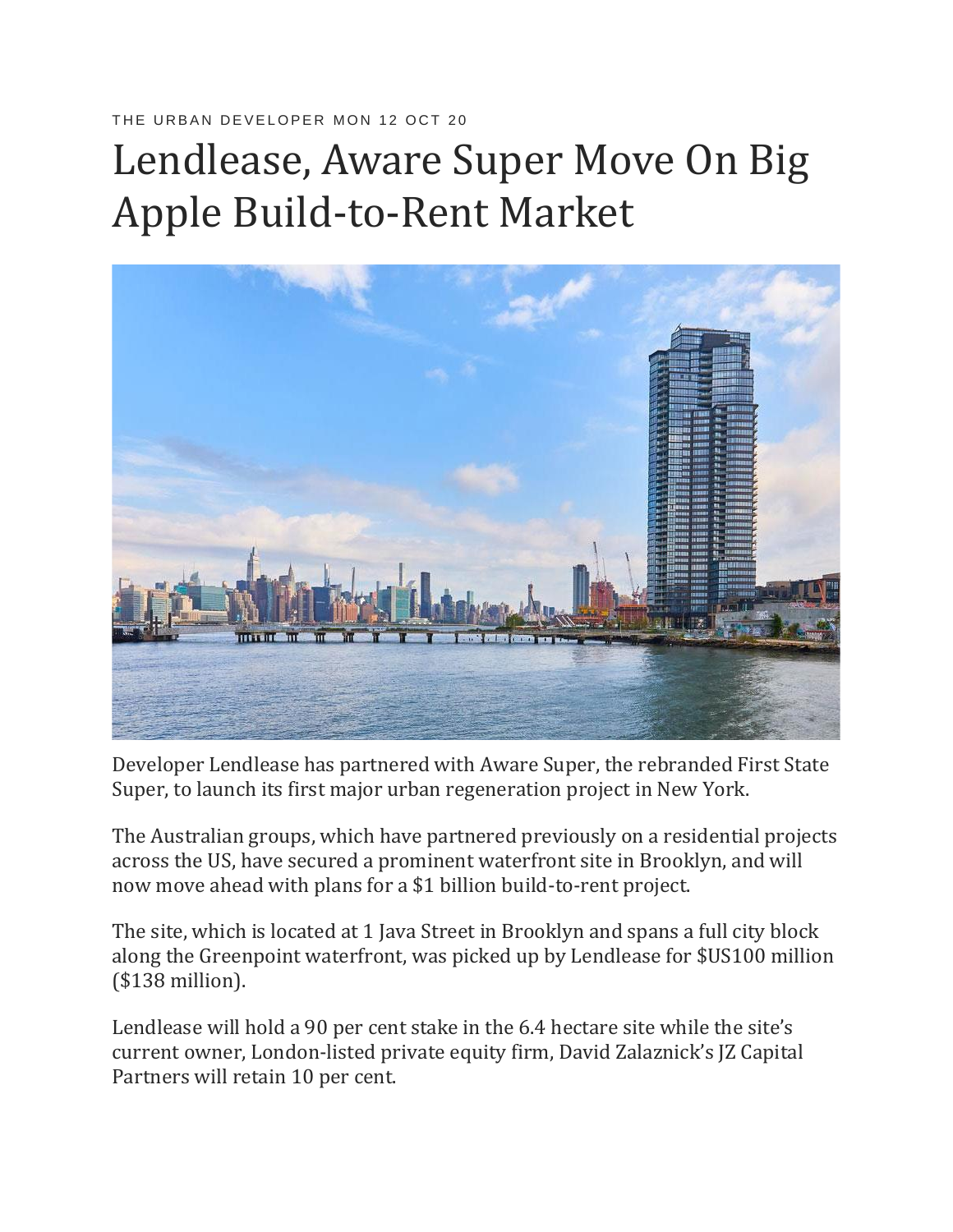THE URBAN DEVELOPER MON 12 OCT 20

# Lendlease, Aware Super Move On Big Apple Build-to-Rent Market

Developer Lendlease has partnered with Aware Super, the rebranded First State Super, to launch its first major urban regeneration project in New York.

The Australian groups, which have partnered previously on a residential projects across the US, have secured a prominent waterfront site in Brooklyn, and will now move ahead with plans for a $1 billion build-to-rent project.

The site, which is located at 1 Java Street in Brooklyn and spans a full city block along the Greenpoint waterfront, was picked up by Lendlease for $US100 million ($138 million).

Lendlease will hold a 90 per cent stake in the 6.4 hectare site while the site's current owner, London-listed private equity firm, David Zalaznick's JZ Capital Partners will retain 10 per cent.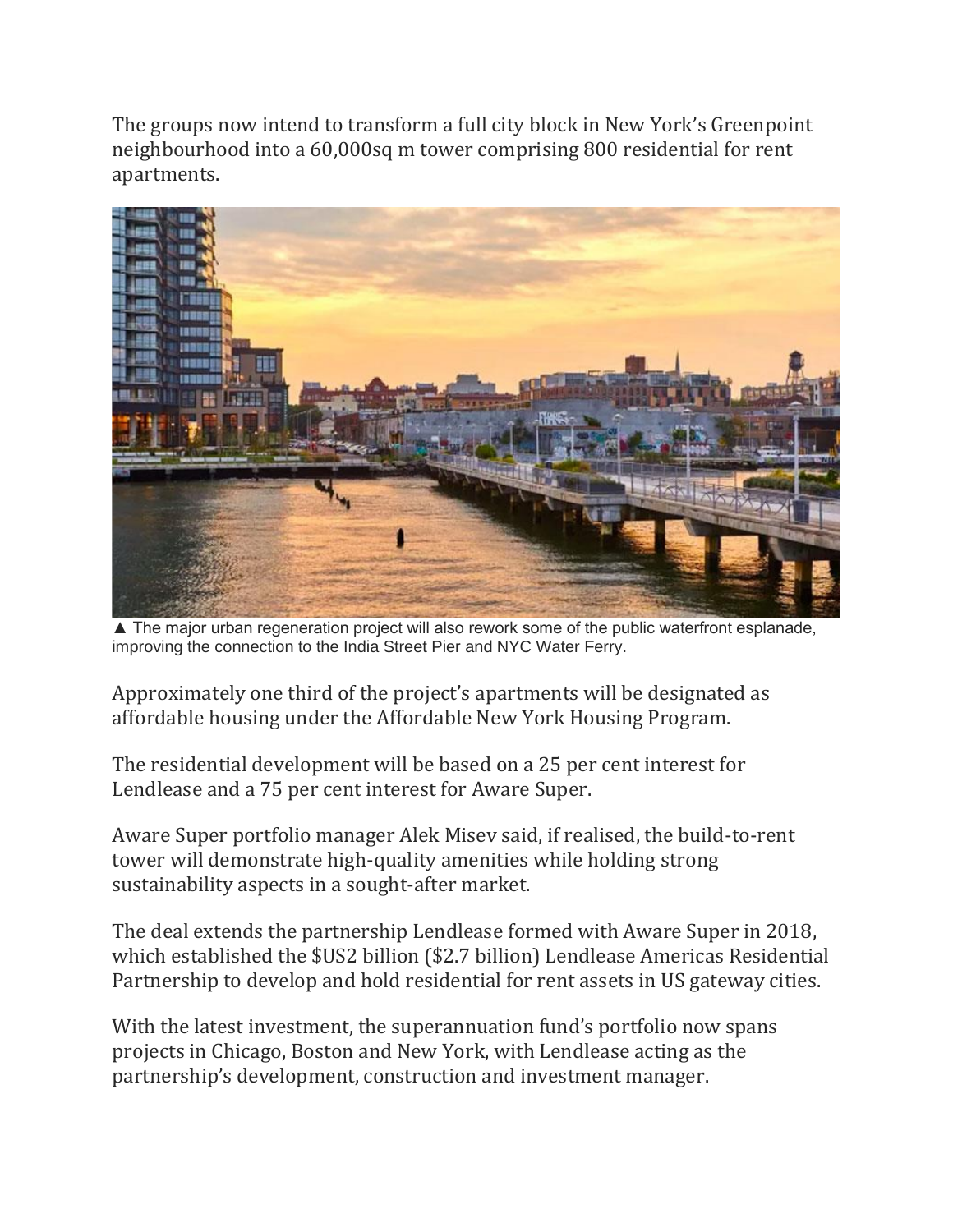The groups now intend to transform a full city block in New York's Greenpoint neighbourhood into a 60,000sq m tower comprising 800 residential for rent apartments.

▲ The major urban regeneration project will also rework some of the public waterfront esplanade, improving the connection to the India Street Pier and NYC Water Ferry.

Approximately one third of the project's apartments will be designated as affordable housing under the Affordable New York Housing Program.

The residential development will be based on a 25 per cent interest for Lendlease and a 75 per cent interest for Aware Super.

Aware Super portfolio manager Alek Misev said, if realised, the build-to-rent tower will demonstrate high-quality amenities while holding strong sustainability aspects in a sought-after market.

The deal extends the partnership Lendlease formed with Aware Super in 2018, which established the $US2 billion ($2.7 billion) Lendlease Americas Residential Partnership to develop and hold residential for rent assets in US gateway cities.

With the latest investment, the superannuation fund's portfolio now spans projects in Chicago, Boston and New York, with Lendlease acting as the partnership's development, construction and investment manager.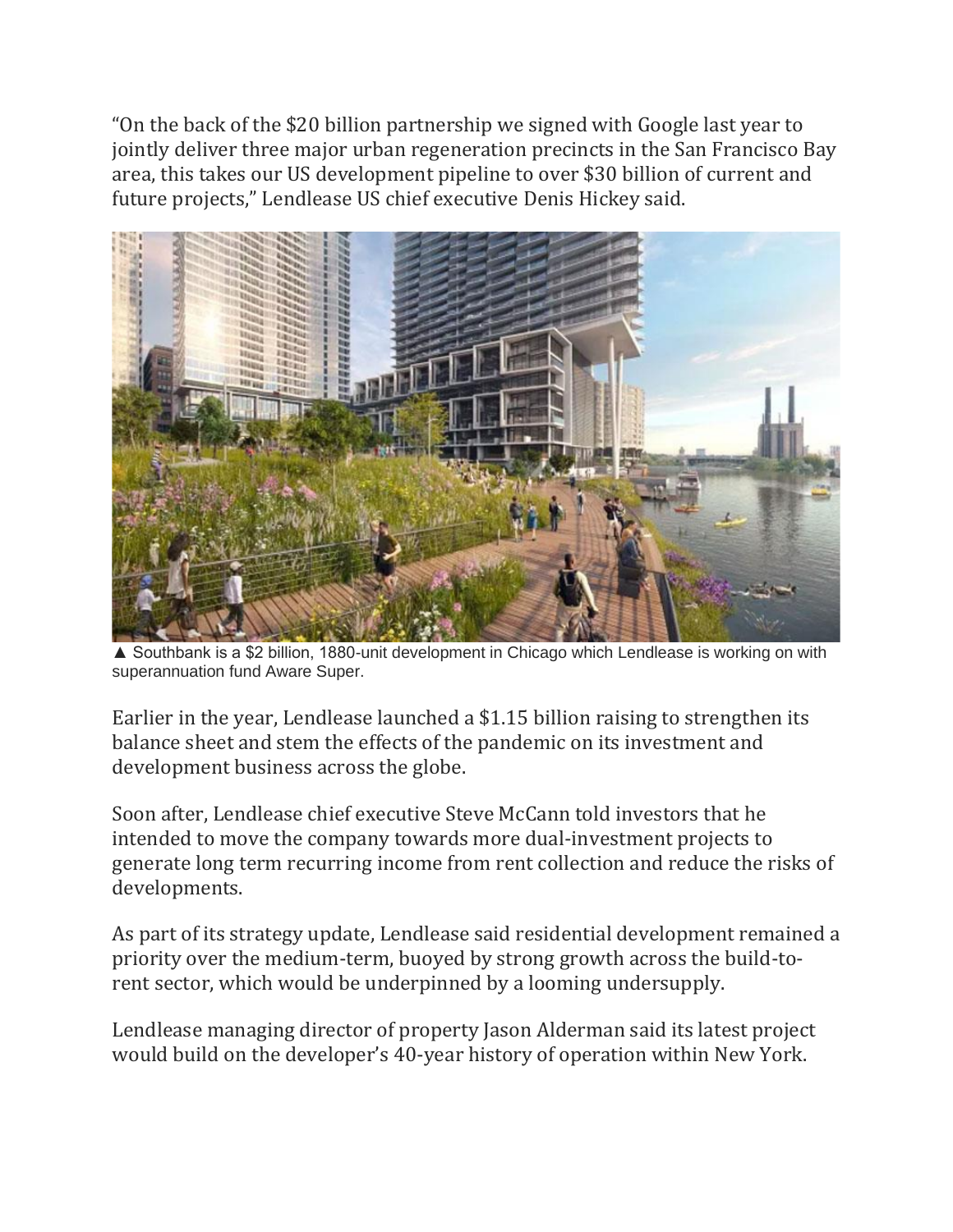"On the back of the $20 billion partnership we signed with Google last year to jointly deliver three major urban regeneration precincts in the San Francisco Bay area, this takes our US development pipeline to over $30 billion of current and future projects," Lendlease US chief executive Denis Hickey said.

▲ Southbank is a $2 billion, 1880-unit development in Chicago which Lendlease is working on with superannuation fund Aware Super.

Earlier in the year, Lendlease launched a $1.15 billion raising to strengthen its balance sheet and stem the effects of the pandemic on its investment and development business across the globe.

Soon after, Lendlease chief executive Steve McCann told investors that he intended to move the company towards more dual-investment projects to generate long term recurring income from rent collection and reduce the risks of developments.

As part of its strategy update, Lendlease said residential development remained a priority over the medium-term, buoyed by strong growth across the build-to-rent sector, which would be underpinned by a looming undersupply.

Lendlease managing director of property Jason Alderman said its latest project would build on the developer's 40-year history of operation within New York.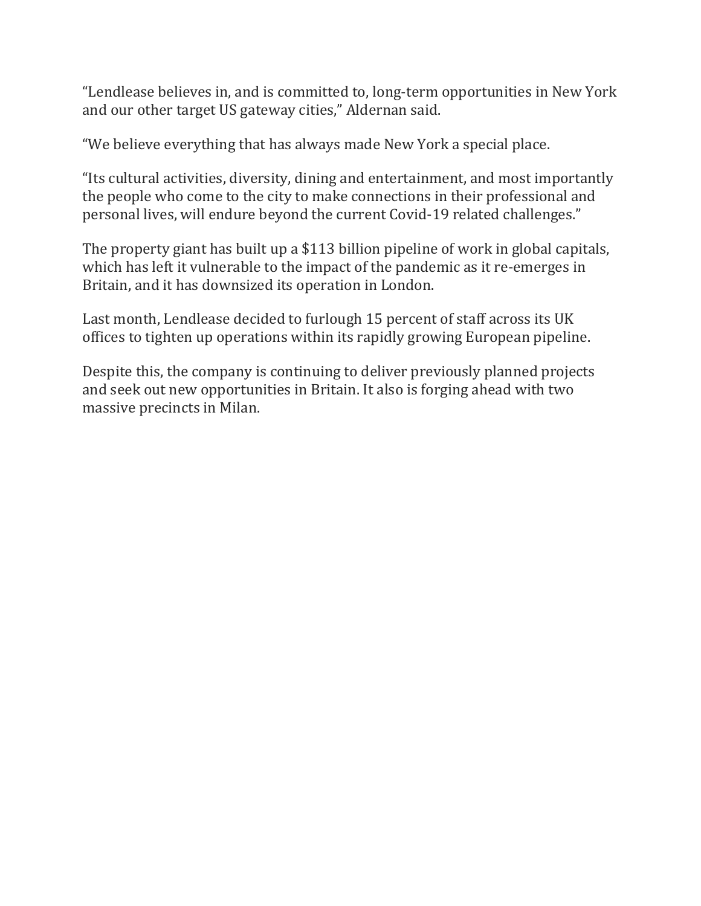"Lendlease believes in, and is committed to, long-term opportunities in New York and our other target US gateway cities," Aldernan said.

"We believe everything that has always made New York a special place.

"Its cultural activities, diversity, dining and entertainment, and most importantly the people who come to the city to make connections in their professional and personal lives, will endure beyond the current Covid-19 related challenges."

The property giant has built up a $113 billion pipeline of work in global capitals, which has left it vulnerable to the impact of the pandemic as it re-emerges in Britain, and it has downsized its operation in London.

Last month, Lendlease decided to furlough 15 percent of staff across its UK offices to tighten up operations within its rapidly growing European pipeline.

Despite this, the company is continuing to deliver previously planned projects and seek out new opportunities in Britain. It also is forging ahead with two massive precincts in Milan.